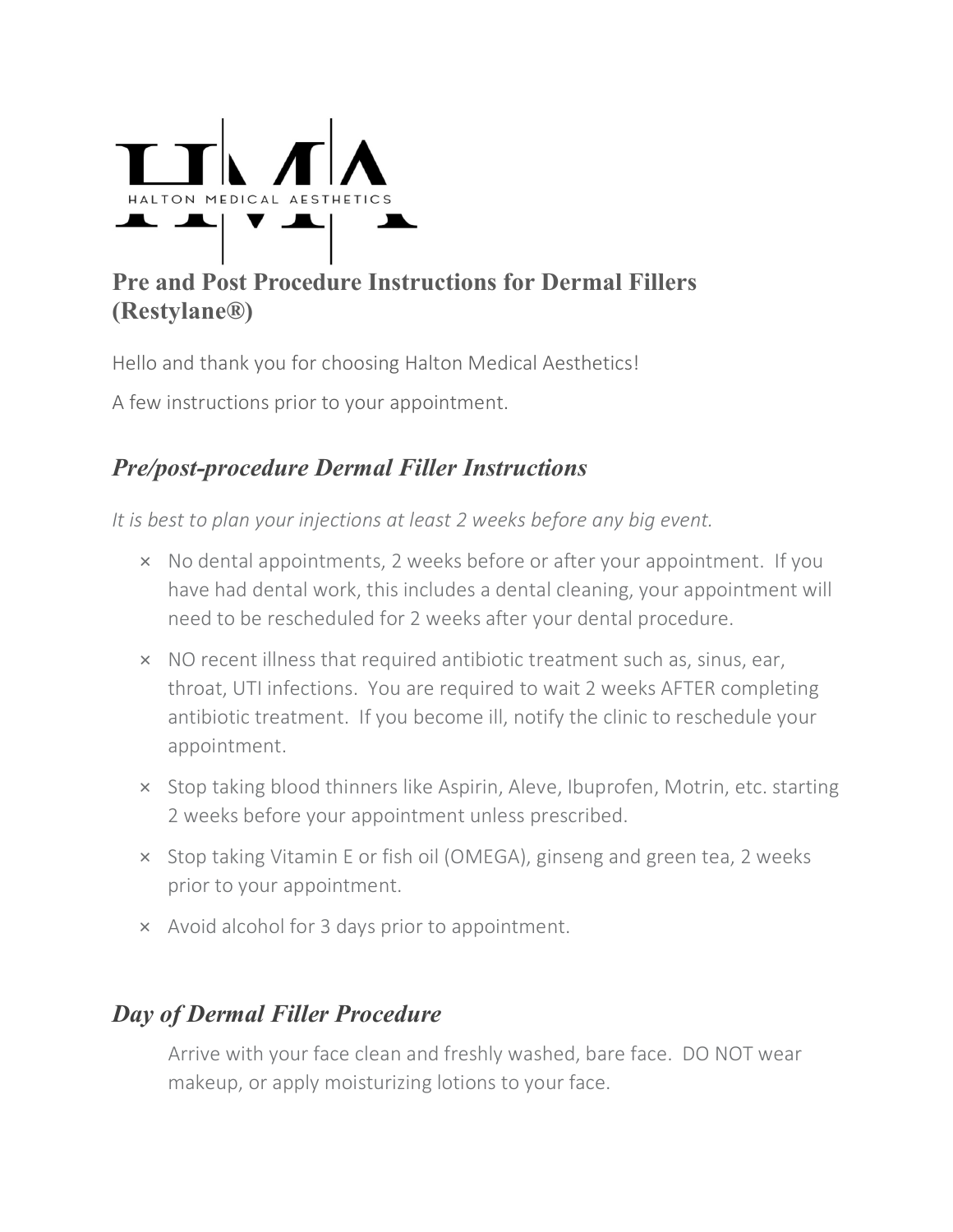HALTON MEDICAL AESTHETICS

## Pre and Post Procedure Instructions for Dermal Fillers (Restylane®)

Hello and thank you for choosing Halton Medical Aesthetics!

A few instructions prior to your appointment.

### *Pre/post-procedure Dermal Filler Instructions*

*It is best to plan your injections at least 2 weeks before any big event.*

- × No dental appointments, 2 weeks before or after your appointment. If you have had dental work, this includes a dental cleaning, your appointment will need to be rescheduled for 2 weeks after your dental procedure.
- × NO recent illness that required antibiotic treatment such as, sinus, ear, throat, UTI infections. You are required to wait 2 weeks AFTER completing antibiotic treatment. If you become ill, notify the clinic to reschedule your appointment.
- × Stop taking blood thinners like Aspirin, Aleve, Ibuprofen, Motrin, etc. starting 2 weeks before your appointment unless prescribed.
- × Stop taking Vitamin E or fish oil (OMEGA), ginseng and green tea, 2 weeks prior to your appointment.
- × Avoid alcohol for 3 days prior to appointment.

### *Day of Dermal Filler Procedure*

Arrive with your face clean and freshly washed, bare face. DO NOT wear makeup, or apply moisturizing lotions to your face.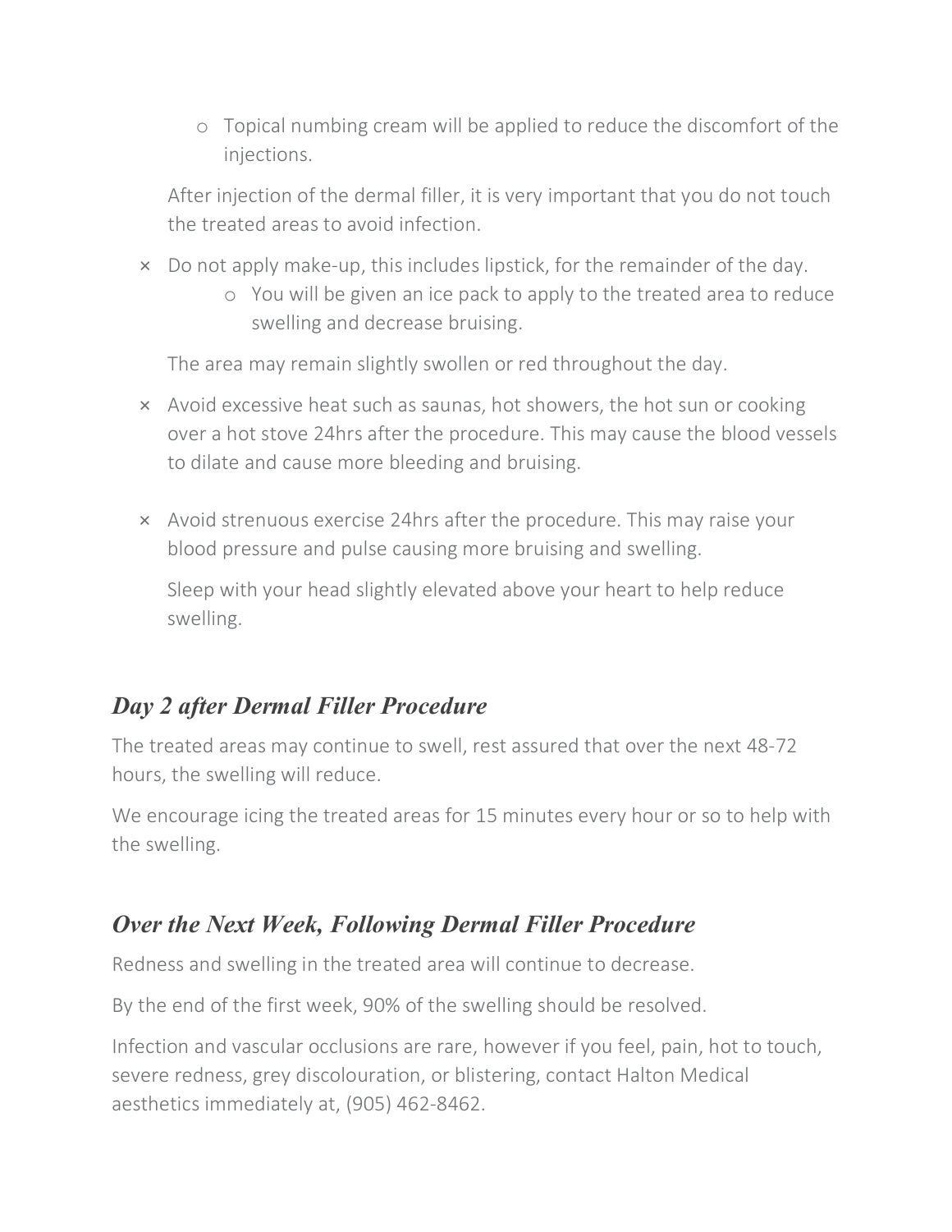- Topical numbing cream will be applied to reduce the discomfort of the injections.

After injection of the dermal filler, it is very important that you do not touch the treated areas to avoid infection.

- × Do not apply make-up, this includes lipstick, for the remainder of the day.
  - You will be given an ice pack to apply to the treated area to reduce swelling and decrease bruising.

The area may remain slightly swollen or red throughout the day.

- × Avoid excessive heat such as saunas, hot showers, the hot sun or cooking over a hot stove 24hrs after the procedure. This may cause the blood vessels to dilate and cause more bleeding and bruising.

- × Avoid strenuous exercise 24hrs after the procedure. This may raise your blood pressure and pulse causing more bruising and swelling.

Sleep with your head slightly elevated above your heart to help reduce swelling.

## *Day 2 after Dermal Filler Procedure*

The treated areas may continue to swell, rest assured that over the next 48-72 hours, the swelling will reduce.

We encourage icing the treated areas for 15 minutes every hour or so to help with the swelling.

## *Over the Next Week, Following Dermal Filler Procedure*

Redness and swelling in the treated area will continue to decrease.

By the end of the first week, 90% of the swelling should be resolved.

Infection and vascular occlusions are rare, however if you feel, pain, hot to touch, severe redness, grey discolouration, or blistering, contact Halton Medical aesthetics immediately at, (905) 462-8462.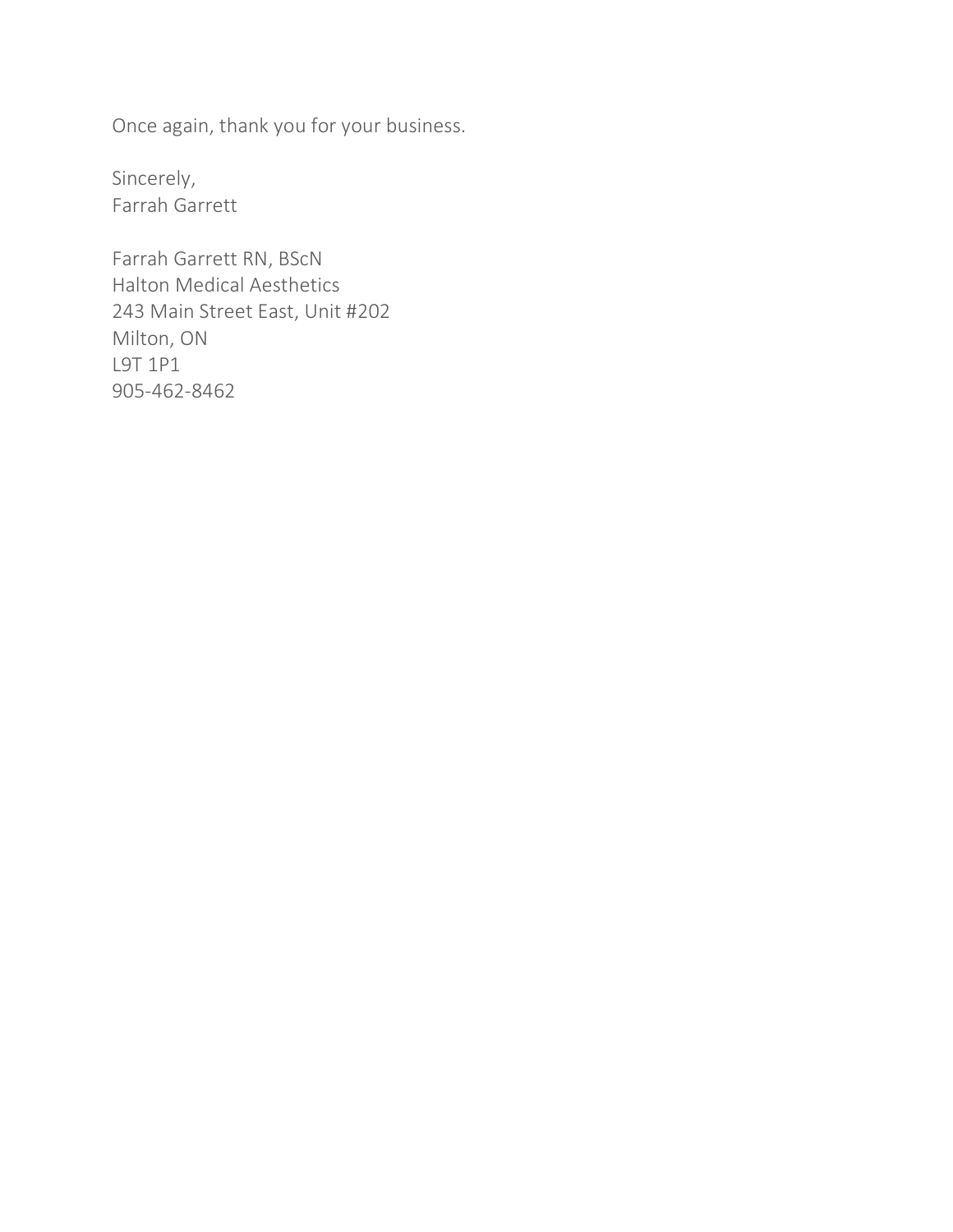Once again, thank you for your business.

Sincerely,
Farrah Garrett

Farrah Garrett RN, BScN
Halton Medical Aesthetics
243 Main Street East, Unit #202
Milton, ON
L9T 1P1
905-462-8462